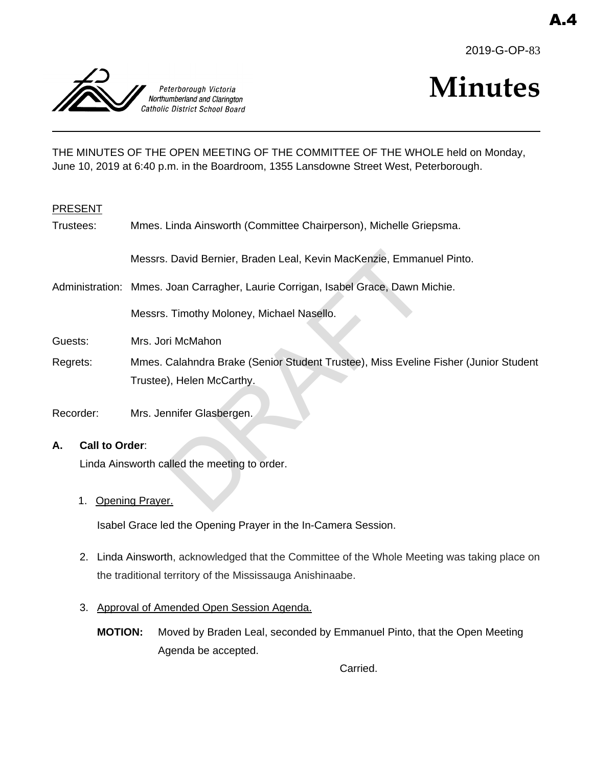A.4

2019-G-OP-83

Peterborough Victoria Northumberland and Clarington Catholic District School Board

# Minutes

THE MINUTES OF THE OPEN MEETING OF THE COMMITTEE OF THE WHOLE held on Monday, June 10, 2019 at 6:40 p.m. in the Boardroom, 1355 Lansdowne Street West, Peterborough.

PRESENT

Trustees: Mmes. Linda Ainsworth (Committee Chairperson), Michelle Griepsma.

Messrs. David Bernier, Braden Leal, Kevin MacKenzie, Emmanuel Pinto.

Administration: Mmes. Joan Carragher, Laurie Corrigan, Isabel Grace, Dawn Michie.

Messrs. Timothy Moloney, Michael Nasello.

Guests: Mrs. Jori McMahon

Regrets: Mmes. Calahndra Brake (Senior Student Trustee), Miss Eveline Fisher (Junior Student Trustee), Helen McCarthy.

Recorder: Mrs. Jennifer Glasbergen.

**A. Call to Order**:

Linda Ainsworth called the meeting to order.

1. Opening Prayer.

   Isabel Grace led the Opening Prayer in the In-Camera Session.

2. Linda Ainsworth, acknowledged that the Committee of the Whole Meeting was taking place on the traditional territory of the Mississauga Anishinaabe.

3. Approval of Amended Open Session Agenda.

   **MOTION:** Moved by Braden Leal, seconded by Emmanuel Pinto, that the Open Meeting Agenda be accepted.

   Carried.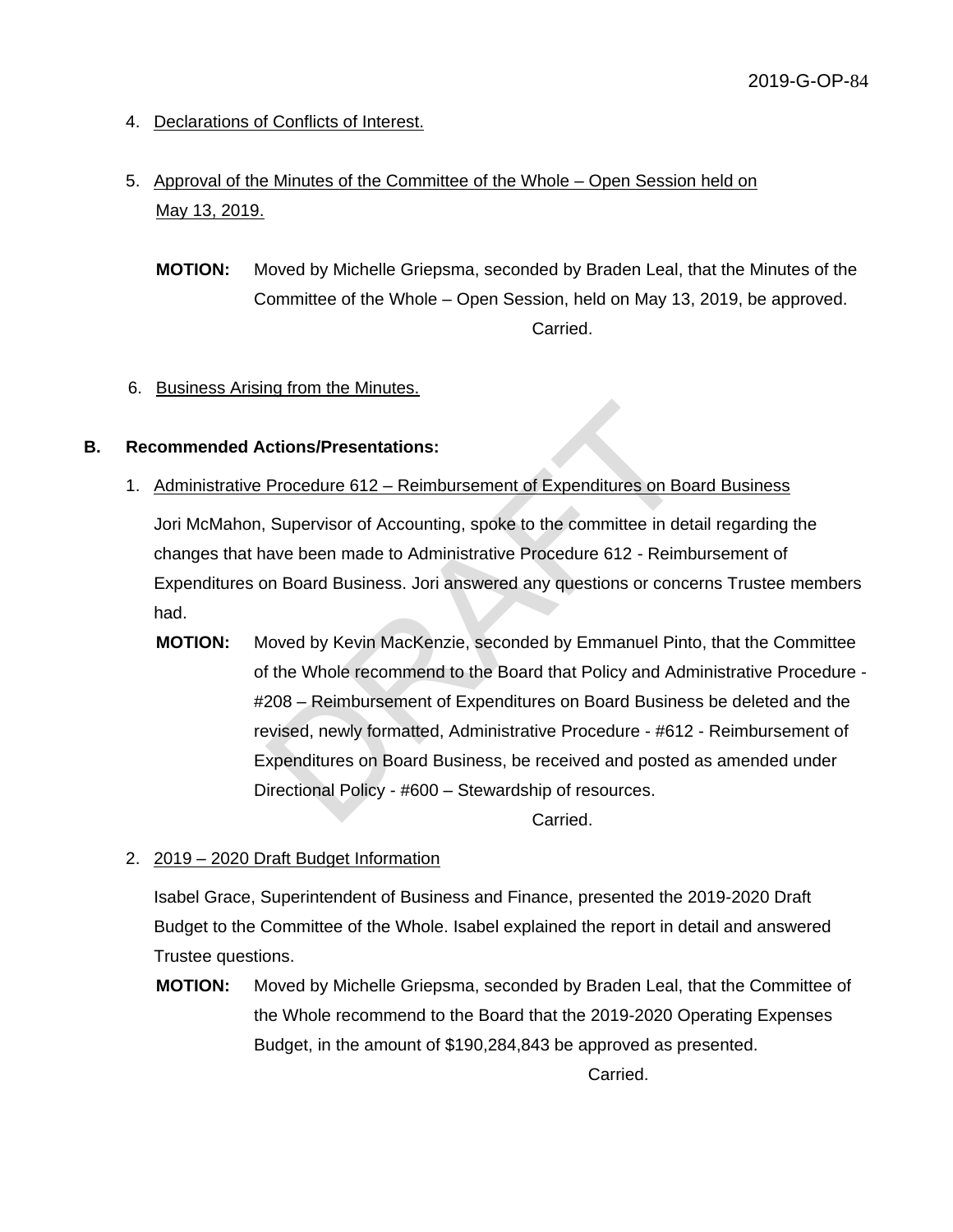4. Declarations of Conflicts of Interest.

5. Approval of the Minutes of the Committee of the Whole – Open Session held on May 13, 2019.

**MOTION:** Moved by Michelle Griepsma, seconded by Braden Leal, that the Minutes of the Committee of the Whole – Open Session, held on May 13, 2019, be approved.

Carried.

6. Business Arising from the Minutes.

**B. Recommended Actions/Presentations:**

1. Administrative Procedure 612 – Reimbursement of Expenditures on Board Business

Jori McMahon, Supervisor of Accounting, spoke to the committee in detail regarding the changes that have been made to Administrative Procedure 612 - Reimbursement of Expenditures on Board Business. Jori answered any questions or concerns Trustee members had.

**MOTION:** Moved by Kevin MacKenzie, seconded by Emmanuel Pinto, that the Committee of the Whole recommend to the Board that Policy and Administrative Procedure - #208 – Reimbursement of Expenditures on Board Business be deleted and the revised, newly formatted, Administrative Procedure - #612 - Reimbursement of Expenditures on Board Business, be received and posted as amended under Directional Policy - #600 – Stewardship of resources.

Carried.

2. 2019 – 2020 Draft Budget Information

Isabel Grace, Superintendent of Business and Finance, presented the 2019-2020 Draft Budget to the Committee of the Whole. Isabel explained the report in detail and answered Trustee questions.

**MOTION:** Moved by Michelle Griepsma, seconded by Braden Leal, that the Committee of the Whole recommend to the Board that the 2019-2020 Operating Expenses Budget, in the amount of $190,284,843 be approved as presented.

Carried.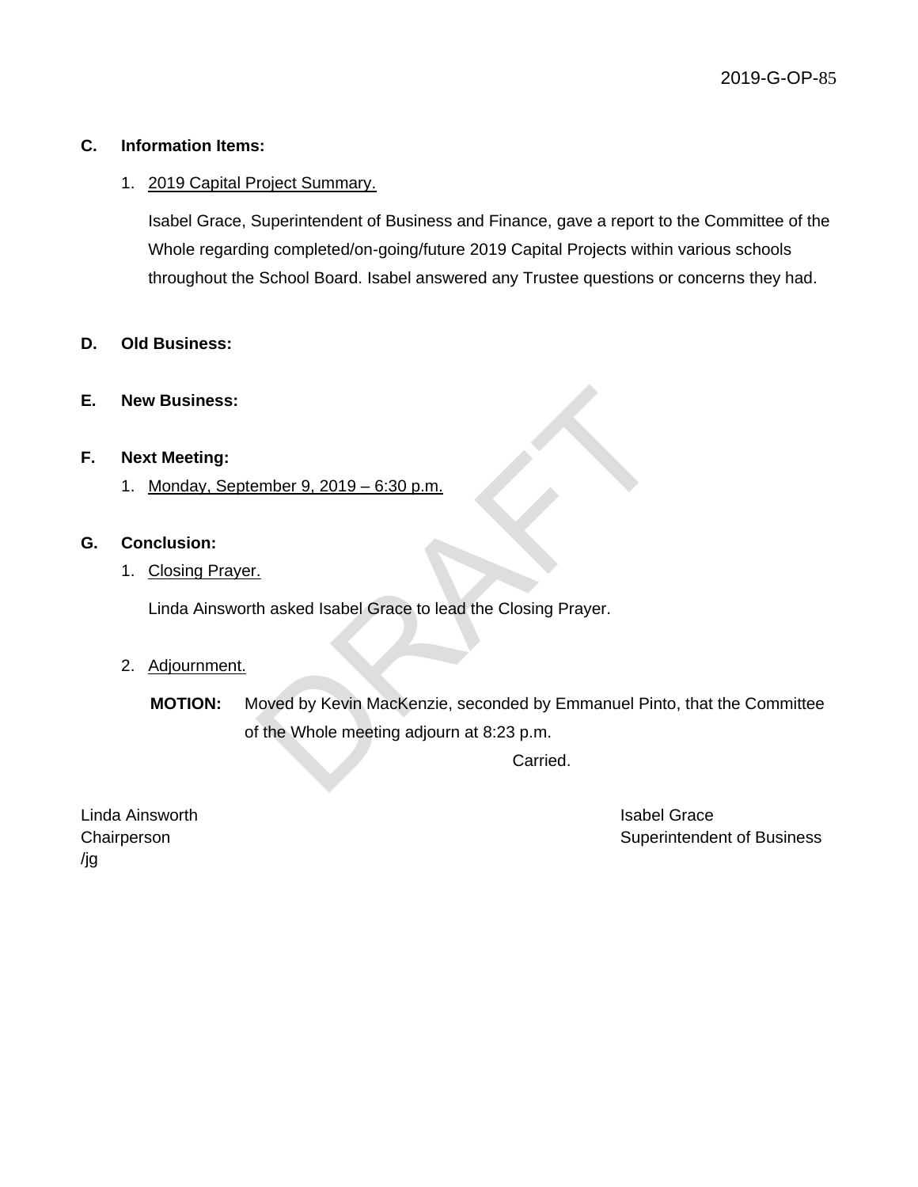## C. Information Items:

1. 2019 Capital Project Summary.

   Isabel Grace, Superintendent of Business and Finance, gave a report to the Committee of the Whole regarding completed/on-going/future 2019 Capital Projects within various schools throughout the School Board. Isabel answered any Trustee questions or concerns they had.

## D. Old Business:

## E. New Business:

## F. Next Meeting:

1. Monday, September 9, 2019 – 6:30 p.m.

## G. Conclusion:

1. Closing Prayer.

   Linda Ainsworth asked Isabel Grace to lead the Closing Prayer.

2. Adjournment.

   **MOTION:** Moved by Kevin MacKenzie, seconded by Emmanuel Pinto, that the Committee of the Whole meeting adjourn at 8:23 p.m.

   Carried.

Linda Ainsworth
Chairperson
/jg

Isabel Grace
Superintendent of Business